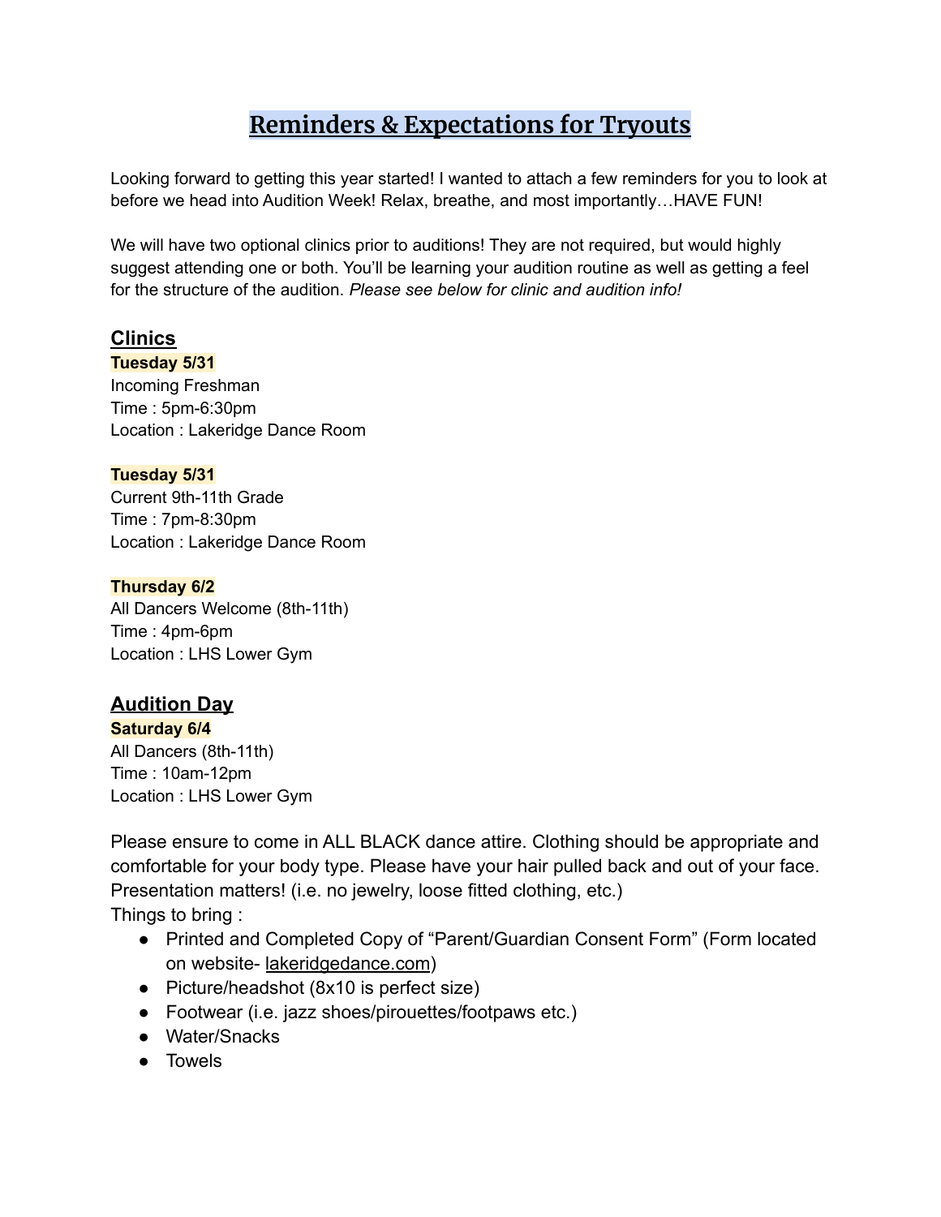# Reminders & Expectations for Tryouts

Looking forward to getting this year started! I wanted to attach a few reminders for you to look at before we head into Audition Week! Relax, breathe, and most importantly…HAVE FUN!

We will have two optional clinics prior to auditions! They are not required, but would highly suggest attending one or both. You'll be learning your audition routine as well as getting a feel for the structure of the audition. *Please see below for clinic and audition info!*

## Clinics

**Tuesday 5/31**
Incoming Freshman
Time : 5pm-6:30pm
Location : Lakeridge Dance Room

**Tuesday 5/31**
Current 9th-11th Grade
Time : 7pm-8:30pm
Location : Lakeridge Dance Room

**Thursday 6/2**
All Dancers Welcome (8th-11th)
Time : 4pm-6pm
Location : LHS Lower Gym

## Audition Day

**Saturday 6/4**
All Dancers (8th-11th)
Time : 10am-12pm
Location : LHS Lower Gym

Please ensure to come in ALL BLACK dance attire. Clothing should be appropriate and comfortable for your body type. Please have your hair pulled back and out of your face. Presentation matters! (i.e. no jewelry, loose fitted clothing, etc.)

Things to bring :

- Printed and Completed Copy of "Parent/Guardian Consent Form" (Form located on website- lakeridgedance.com)
- Picture/headshot (8x10 is perfect size)
- Footwear (i.e. jazz shoes/pirouettes/footpaws etc.)
- Water/Snacks
- Towels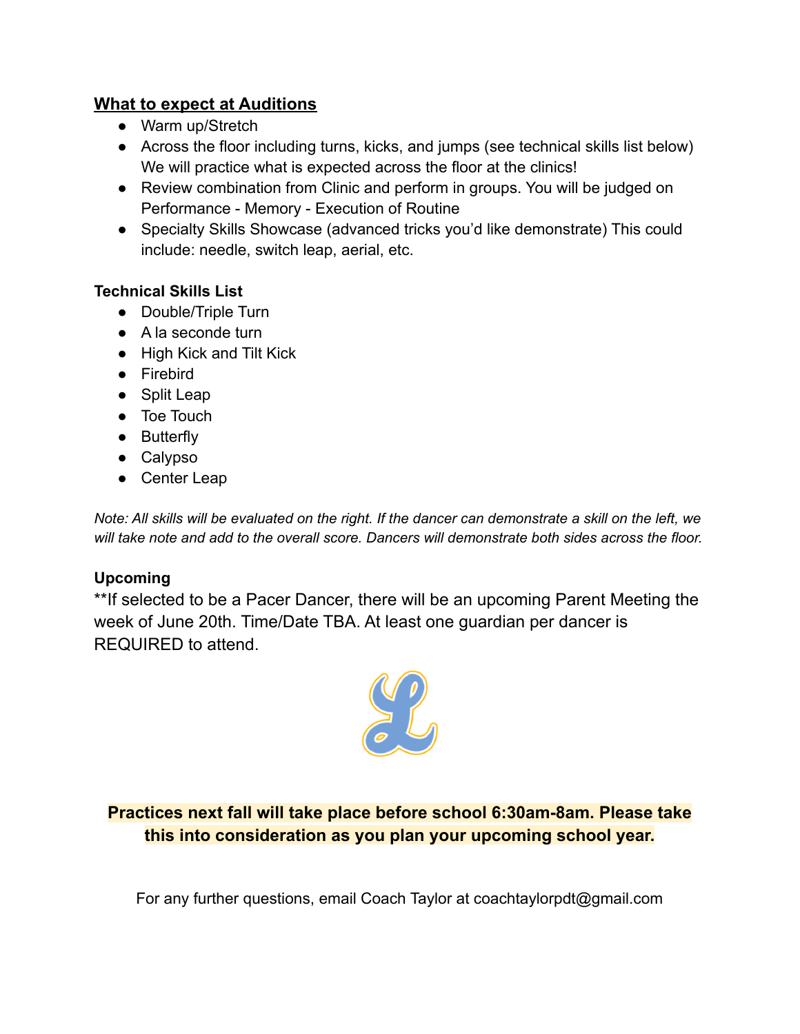## **What to expect at Auditions**

- Warm up/Stretch
- Across the floor including turns, kicks, and jumps (see technical skills list below) We will practice what is expected across the floor at the clinics!
- Review combination from Clinic and perform in groups. You will be judged on Performance - Memory - Execution of Routine
- Specialty Skills Showcase (advanced tricks you'd like demonstrate) This could include: needle, switch leap, aerial, etc.

**Technical Skills List**

- Double/Triple Turn
- A la seconde turn
- High Kick and Tilt Kick
- Firebird
- Split Leap
- Toe Touch
- Butterfly
- Calypso
- Center Leap

*Note: All skills will be evaluated on the right. If the dancer can demonstrate a skill on the left, we will take note and add to the overall score. Dancers will demonstrate both sides across the floor.*

**Upcoming**

**If selected to be a Pacer Dancer, there will be an upcoming Parent Meeting the week of June 20th. Time/Date TBA. At least one guardian per dancer is REQUIRED to attend.

**Practices next fall will take place before school 6:30am-8am. Please take this into consideration as you plan your upcoming school year.**

For any further questions, email Coach Taylor at coachtaylorpdt@gmail.com